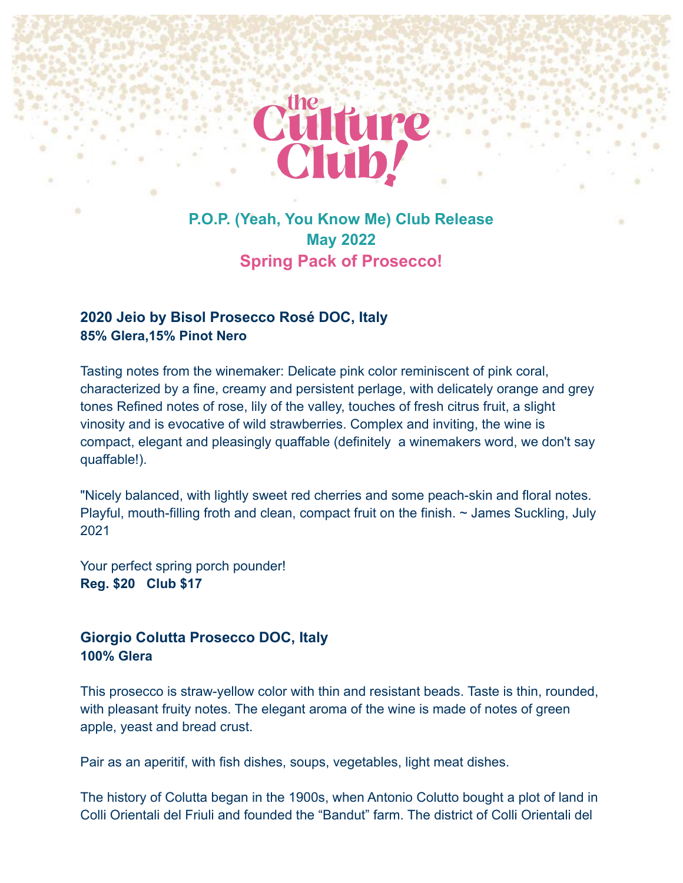# the Culture Club!

## P.O.P. (Yeah, You Know Me) Club Release
## May 2022
## Spring Pack of Prosecco!

### 2020 Jeio by Bisol Prosecco Rosé DOC, Italy
**85% Glera,15% Pinot Nero**

Tasting notes from the winemaker: Delicate pink color reminiscent of pink coral, characterized by a fine, creamy and persistent perlage, with delicately orange and grey tones Refined notes of rose, lily of the valley, touches of fresh citrus fruit, a slight vinosity and is evocative of wild strawberries. Complex and inviting, the wine is compact, elegant and pleasingly quaffable (definitely a winemakers word, we don't say quaffable!).

"Nicely balanced, with lightly sweet red cherries and some peach-skin and floral notes. Playful, mouth-filling froth and clean, compact fruit on the finish. ~ James Suckling, July 2021

Your perfect spring porch pounder!
**Reg. $20 Club $17**

### Giorgio Colutta Prosecco DOC, Italy
**100% Glera**

This prosecco is straw-yellow color with thin and resistant beads. Taste is thin, rounded, with pleasant fruity notes. The elegant aroma of the wine is made of notes of green apple, yeast and bread crust.

Pair as an aperitif, with fish dishes, soups, vegetables, light meat dishes.

The history of Colutta began in the 1900s, when Antonio Colutto bought a plot of land in Colli Orientali del Friuli and founded the "Bandut" farm. The district of Colli Orientali del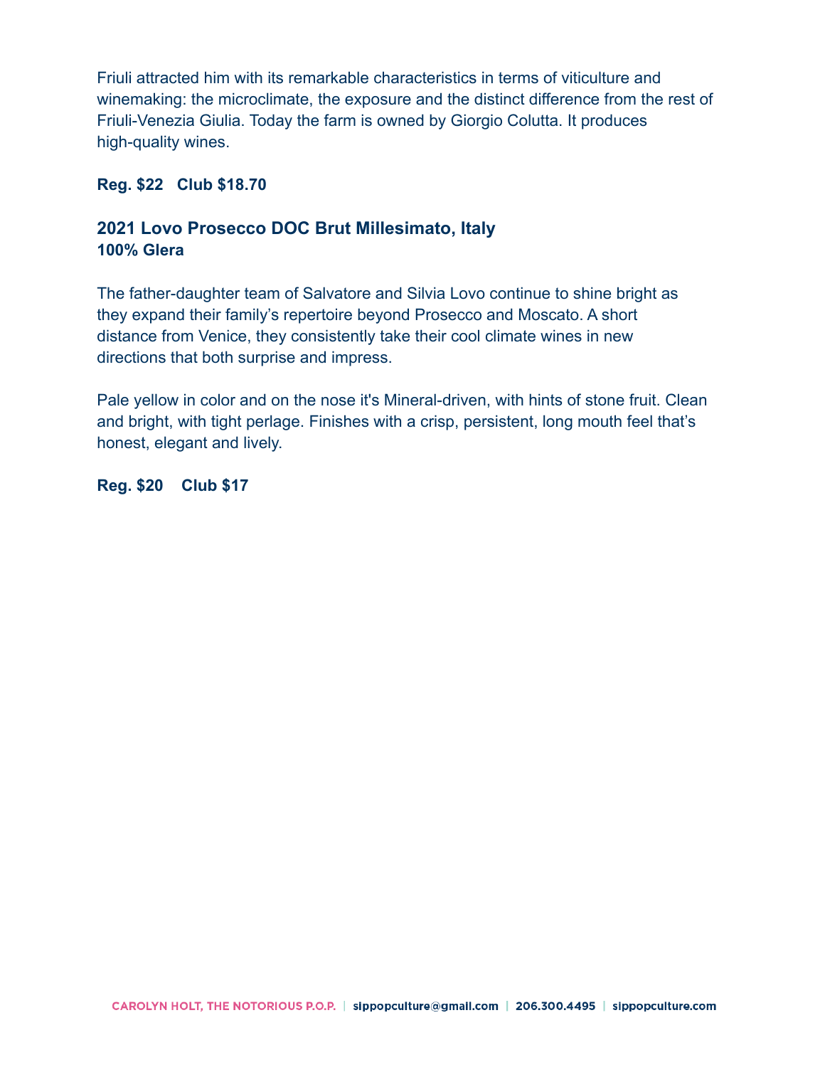Friuli attracted him with its remarkable characteristics in terms of viticulture and winemaking: the microclimate, the exposure and the distinct difference from the rest of Friuli-Venezia Giulia. Today the farm is owned by Giorgio Colutta. It produces high-quality wines.

**Reg. $22   Club $18.70**

### 2021 Lovo Prosecco DOC Brut Millesimato, Italy
**100% Glera**

The father-daughter team of Salvatore and Silvia Lovo continue to shine bright as they expand their family's repertoire beyond Prosecco and Moscato. A short distance from Venice, they consistently take their cool climate wines in new directions that both surprise and impress.

Pale yellow in color and on the nose it's Mineral-driven, with hints of stone fruit. Clean and bright, with tight perlage. Finishes with a crisp, persistent, long mouth feel that's honest, elegant and lively.

**Reg. $20    Club $17**